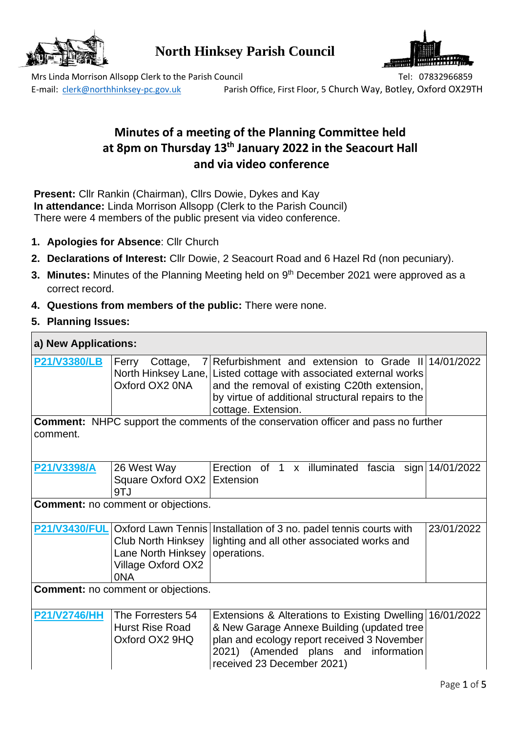# North Hinksey Parish Council

Mrs Linda Morrison Allsopp Clerk to the Parish Council Tel: 07832966859
E-mail: clerk@northhinksey-pc.gov.uk Parish Office, First Floor, 5 Church Way, Botley, Oxford OX29TH

## Minutes of a meeting of the Planning Committee held at 8pm on Thursday 13th January 2022 in the Seacourt Hall and via video conference

**Present:** Cllr Rankin (Chairman), Cllrs Dowie, Dykes and Kay
**In attendance:** Linda Morrison Allsopp (Clerk to the Parish Council)
There were 4 members of the public present via video conference.

1. **Apologies for Absence**: Cllr Church
2. **Declarations of Interest:** Cllr Dowie, 2 Seacourt Road and 6 Hazel Rd (non pecuniary).
3. **Minutes:** Minutes of the Planning Meeting held on 9th December 2021 were approved as a correct record.
4. **Questions from members of the public:** There were none.
5. **Planning Issues:**

| **a) New Applications:** | | | |
|---|---|---|---|
| **P21/V3380/LB** | Ferry Cottage, 7 North Hinksey Lane, Oxford OX2 0NA | Refurbishment and extension to Grade II Listed cottage with associated external works and the removal of existing C20th extension, by virtue of additional structural repairs to the cottage. Extension. | 14/01/2022 |
| **Comment:** NHPC support the comments of the conservation officer and pass no further comment. | | | |
| **P21/V3398/A** | 26 West Way Square Oxford OX2 9TJ | Erection of 1 x illuminated fascia sign Extension | 14/01/2022 |
| **Comment:** no comment or objections. | | | |
| **P21/V3430/FUL** | Oxford Lawn Tennis Club North Hinksey Lane North Hinksey Village Oxford OX2 0NA | Installation of 3 no. padel tennis courts with lighting and all other associated works and operations. | 23/01/2022 |
| **Comment:** no comment or objections. | | | |
| **P21/V2746/HH** | The Forresters 54 Hurst Rise Road Oxford OX2 9HQ | Extensions & Alterations to Existing Dwelling & New Garage Annexe Building (updated tree plan and ecology report received 3 November 2021) (Amended plans and information received 23 December 2021) | 16/01/2022 |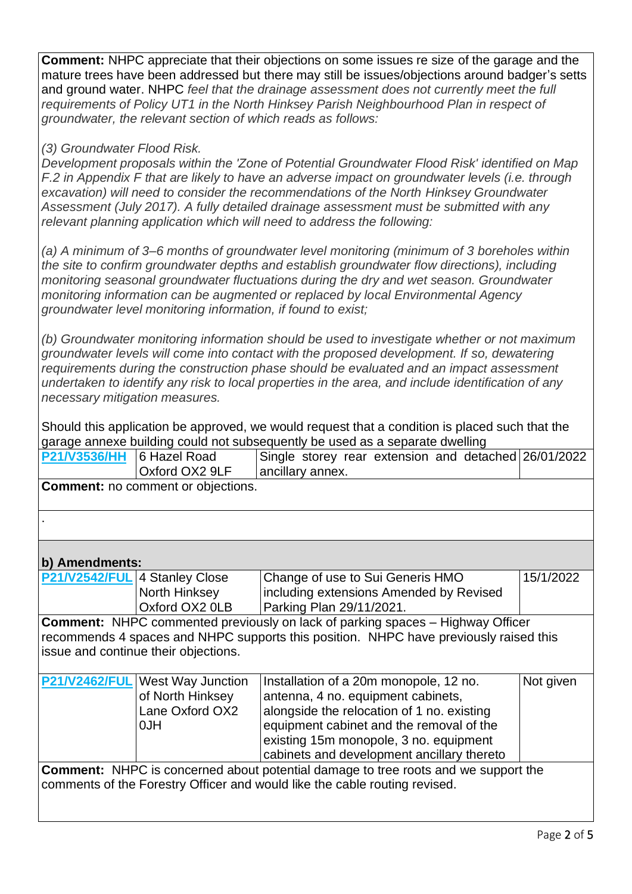**Comment:** NHPC appreciate that their objections on some issues re size of the garage and the mature trees have been addressed but there may still be issues/objections around badger's setts and ground water. NHPC *feel that the drainage assessment does not currently meet the full requirements of Policy UT1 in the North Hinksey Parish Neighbourhood Plan in respect of groundwater, the relevant section of which reads as follows:*

*(3) Groundwater Flood Risk.*
*Development proposals within the 'Zone of Potential Groundwater Flood Risk' identified on Map F.2 in Appendix F that are likely to have an adverse impact on groundwater levels (i.e. through excavation) will need to consider the recommendations of the North Hinksey Groundwater Assessment (July 2017). A fully detailed drainage assessment must be submitted with any relevant planning application which will need to address the following:*

*(a) A minimum of 3–6 months of groundwater level monitoring (minimum of 3 boreholes within the site to confirm groundwater depths and establish groundwater flow directions), including monitoring seasonal groundwater fluctuations during the dry and wet season. Groundwater monitoring information can be augmented or replaced by local Environmental Agency groundwater level monitoring information, if found to exist;*

*(b) Groundwater monitoring information should be used to investigate whether or not maximum groundwater levels will come into contact with the proposed development. If so, dewatering requirements during the construction phase should be evaluated and an impact assessment undertaken to identify any risk to local properties in the area, and include identification of any necessary mitigation measures.*

Should this application be approved, we would request that a condition is placed such that the garage annexe building could not subsequently be used as a separate dwelling

| P21/V3536/HH | 6 Hazel Road Oxford OX2 9LF | Single storey rear extension and detached ancillary annex. | 26/01/2022 |
|---|---|---|---|

**Comment:** no comment or objections.

.

**b) Amendments:**

| P21/V2542/FUL | 4 Stanley Close North Hinksey Oxford OX2 0LB | Change of use to Sui Generis HMO including extensions Amended by Revised Parking Plan 29/11/2021. | 15/1/2022 |
|---|---|---|---|

**Comment:** NHPC commented previously on lack of parking spaces – Highway Officer recommends 4 spaces and NHPC supports this position. NHPC have previously raised this issue and continue their objections.

| P21/V2462/FUL | West Way Junction of North Hinksey Lane Oxford OX2 0JH | Installation of a 20m monopole, 12 no. antenna, 4 no. equipment cabinets, alongside the relocation of 1 no. existing equipment cabinet and the removal of the existing 15m monopole, 3 no. equipment cabinets and development ancillary thereto | Not given |
|---|---|---|---|

**Comment:** NHPC is concerned about potential damage to tree roots and we support the comments of the Forestry Officer and would like the cable routing revised.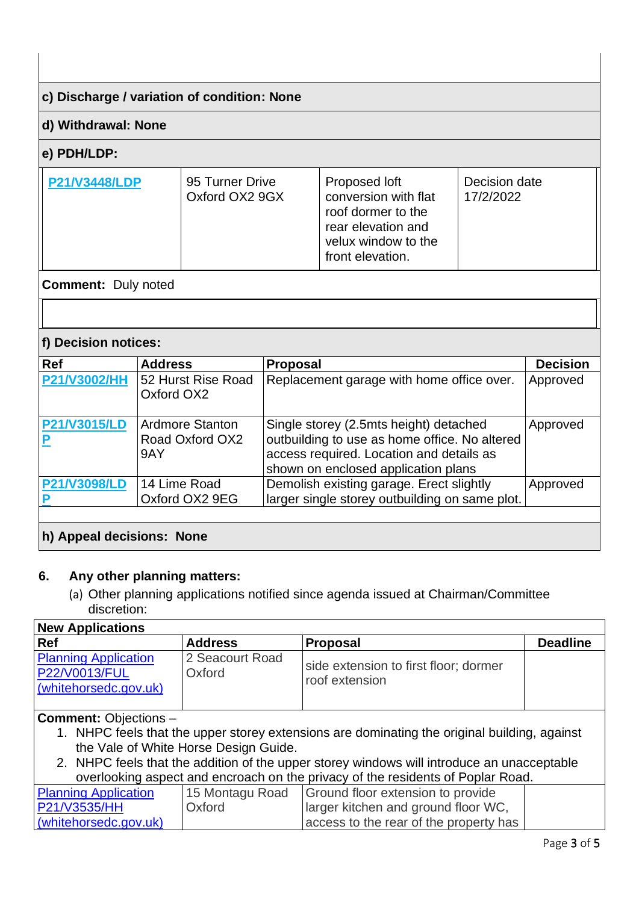**c) Discharge / variation of condition: None**

**d) Withdrawal: None**

**e) PDH/LDP:**

| | | | |
|---|---|---|---|
| **P21/V3448/LDP** | 95 Turner Drive Oxford OX2 9GX | Proposed loft conversion with flat roof dormer to the rear elevation and velux window to the front elevation. | Decision date 17/2/2022 |

**Comment:** Duly noted

**f) Decision notices:**

| Ref | Address | Proposal | Decision |
|---|---|---|---|
| **P21/V3002/HH** | 52 Hurst Rise Road Oxford OX2 | Replacement garage with home office over. | Approved |
| **P21/V3015/LDP** | Ardmore Stanton Road Oxford OX2 9AY | Single storey (2.5mts height) detached outbuilding to use as home office. No altered access required. Location and details as shown on enclosed application plans | Approved |
| **P21/V3098/LDP** | 14 Lime Road Oxford OX2 9EG | Demolish existing garage. Erect slightly larger single storey outbuilding on same plot. | Approved |

**h) Appeal decisions: None**

**6. Any other planning matters:**

(a) Other planning applications notified since agenda issued at Chairman/Committee discretion:

**New Applications**

| Ref | Address | Proposal | Deadline |
|---|---|---|---|
| Planning Application P22/V0013/FUL (whitehorsedc.gov.uk) | 2 Seacourt Road Oxford | side extension to first floor; dormer roof extension | |

**Comment:** Objections –

1. NHPC feels that the upper storey extensions are dominating the original building, against the Vale of White Horse Design Guide.
2. NHPC feels that the addition of the upper storey windows will introduce an unacceptable overlooking aspect and encroach on the privacy of the residents of Poplar Road.

| Ref | Address | Proposal | Deadline |
|---|---|---|---|
| Planning Application P21/V3535/HH (whitehorsedc.gov.uk) | 15 Montagu Road Oxford | Ground floor extension to provide larger kitchen and ground floor WC, access to the rear of the property has | |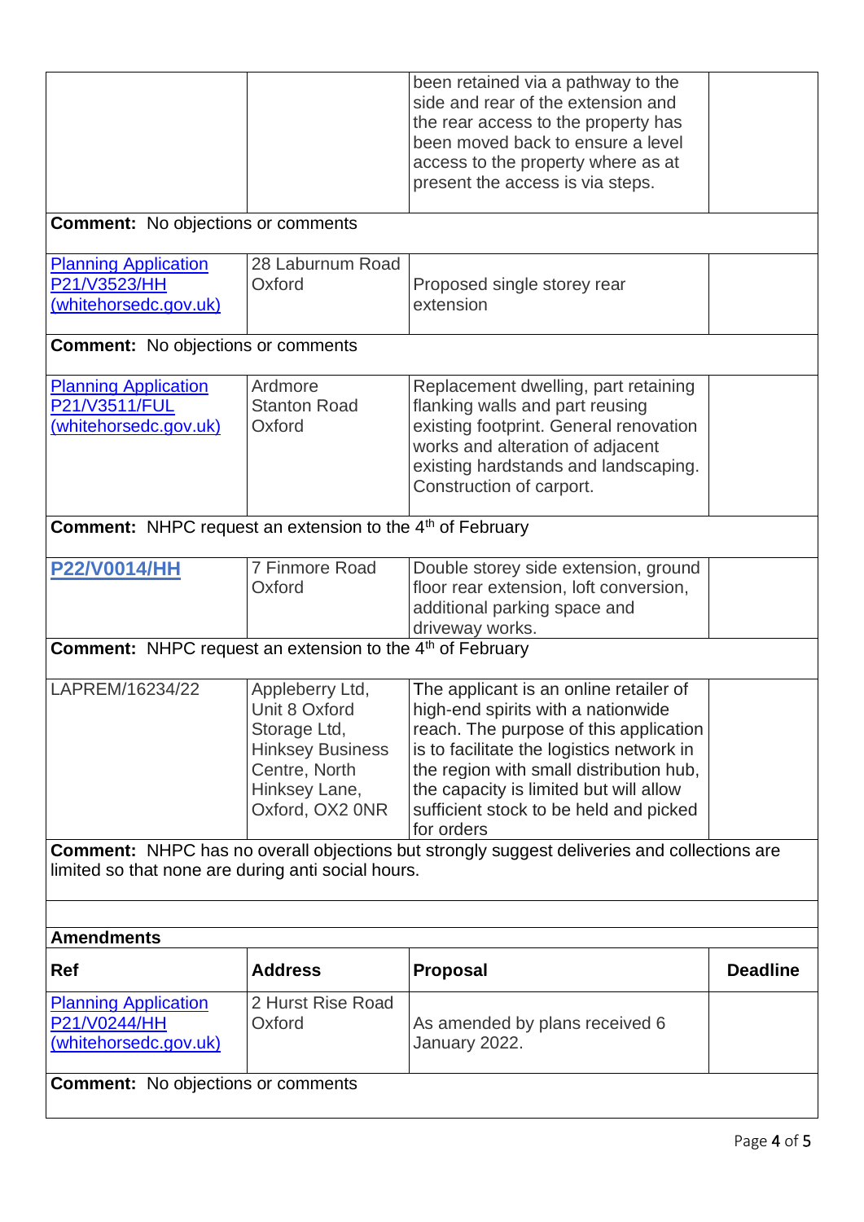| | | | |
|---|---|---|---|
| | | been retained via a pathway to the side and rear of the extension and the rear access to the property has been moved back to ensure a level access to the property where as at present the access is via steps. | |
| **Comment:** No objections or comments | | | |
| Planning Application P21/V3523/HH (whitehorsedc.gov.uk) | 28 Laburnum Road Oxford | Proposed single storey rear extension | |
| **Comment:** No objections or comments | | | |
| Planning Application P21/V3511/FUL (whitehorsedc.gov.uk) | Ardmore Stanton Road Oxford | Replacement dwelling, part retaining flanking walls and part reusing existing footprint. General renovation works and alteration of adjacent existing hardstands and landscaping. Construction of carport. | |
| **Comment:** NHPC request an extension to the 4th of February | | | |
| **P22/V0014/HH** | 7 Finmore Road Oxford | Double storey side extension, ground floor rear extension, loft conversion, additional parking space and driveway works. | |
| **Comment:** NHPC request an extension to the 4th of February | | | |
| LAPREM/16234/22 | Appleberry Ltd, Unit 8 Oxford Storage Ltd, Hinksey Business Centre, North Hinksey Lane, Oxford, OX2 0NR | The applicant is an online retailer of high-end spirits with a nationwide reach. The purpose of this application is to facilitate the logistics network in the region with small distribution hub, the capacity is limited but will allow sufficient stock to be held and picked for orders | |
| **Comment:** NHPC has no overall objections but strongly suggest deliveries and collections are limited so that none are during anti social hours. | | | |

**Amendments**

| **Ref** | **Address** | **Proposal** | **Deadline** |
|---|---|---|---|
| Planning Application P21/V0244/HH (whitehorsedc.gov.uk) | 2 Hurst Rise Road Oxford | As amended by plans received 6 January 2022. | |
| **Comment:** No objections or comments | | | |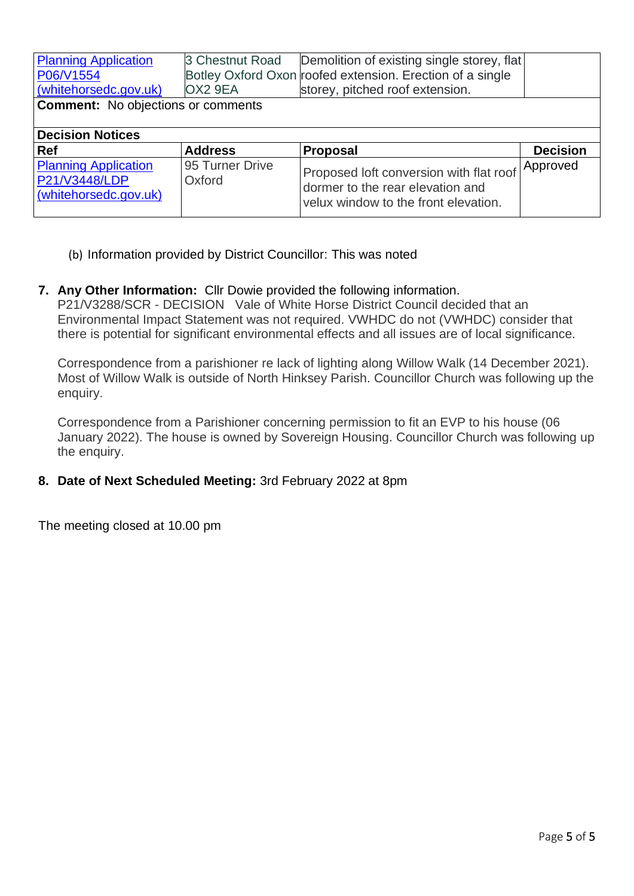| | | | |
|---|---|---|---|
| Planning Application P06/V1554 (whitehorsedc.gov.uk) | 3 Chestnut Road Botley Oxford Oxon OX2 9EA | Demolition of existing single storey, flat roofed extension. Erection of a single storey, pitched roof extension. | |
| **Comment:** No objections or comments | | | |

**Decision Notices**

| Ref | Address | Proposal | Decision |
|---|---|---|---|
| Planning Application P21/V3448/LDP (whitehorsedc.gov.uk) | 95 Turner Drive Oxford | Proposed loft conversion with flat roof dormer to the rear elevation and velux window to the front elevation. | Approved |

(b) Information provided by District Councillor: This was noted

7. **Any Other Information:** Cllr Dowie provided the following information.
   P21/V3288/SCR - DECISION Vale of White Horse District Council decided that an Environmental Impact Statement was not required. VWHDC do not (VWHDC) consider that there is potential for significant environmental effects and all issues are of local significance.

   Correspondence from a parishioner re lack of lighting along Willow Walk (14 December 2021). Most of Willow Walk is outside of North Hinksey Parish. Councillor Church was following up the enquiry.

   Correspondence from a Parishioner concerning permission to fit an EVP to his house (06 January 2022). The house is owned by Sovereign Housing. Councillor Church was following up the enquiry.

8. **Date of Next Scheduled Meeting:** 3rd February 2022 at 8pm

The meeting closed at 10.00 pm